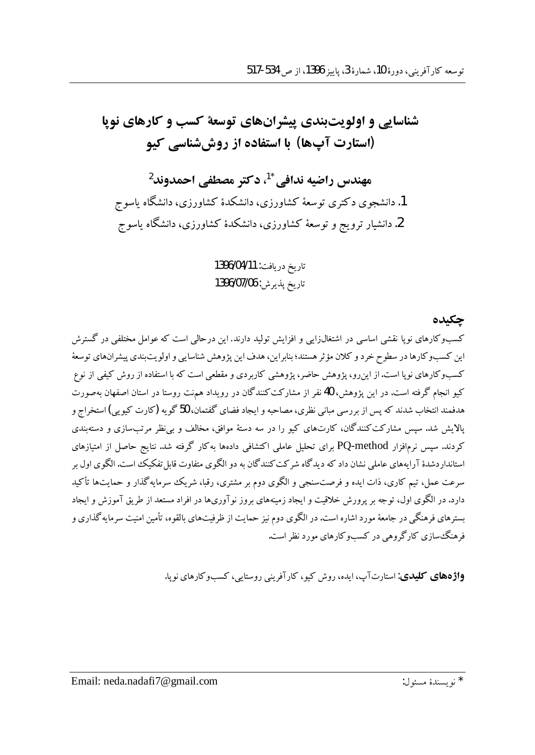# شناسایی و اولویت‌بندی پیشران‌های توسعهٔ کسب و کارهای نوپا (استارت آپ‌ها) با استفاده از روش‌شناسی کیو

**مهندس راضیه ندافی**[*1]**، دکتر مصطفی احمدوند**[2]

1. دانشجوی دکتری توسعهٔ کشاورزی، دانشکدهٔ کشاورزی، دانشگاه یاسوج
2. دانشیار ترویج و توسعهٔ کشاورزی، دانشکدهٔ کشاورزی، دانشگاه یاسوج

تاریخ دریافت: 1396/04/11
تاریخ پذیرش: 1396/07/06

## چکیده

کسب‌وکارهای نوپا نقشی اساسی در اشتغال‌زایی و افزایش تولید دارند. این درحالی است که عوامل مختلفی در گسترش این کسب‌وکارها در سطوح خرد و کلان مؤثر هستند؛ بنابراین، هدف این پژوهش شناسایی و اولویت‌بندی پیشران‌های توسعهٔ کسب‌وکارهای نوپا است. از این‌رو، پژوهش حاضر، پژوهشی کاربردی و مقطعی است که با استفاده از روش کیفی از نوع کیو انجام گرفته است. در این پژوهش، 40 نفر از مشارکت‌کنندگان در رویداد هم‌نت روستا در استان اصفهان به‌صورت هدفمند انتخاب شدند که پس از بررسی مبانی نظری، مصاحبه و ایجاد فضای گفتمان، 50 گویه (کارت کیویی) استخراج و پالایش شد. سپس مشارکت‌کنندگان، کارت‌های کیو را در سه دستهٔ موافق، مخالف و بی‌نظر مرتب‌سازی و دسته‌بندی کردند. سپس نرم‌افزار PQ-method برای تحلیل عاملی اکتشافی داده‌ها به‌کار گرفته شد. نتایج حاصل از امتیازهای استانداردشدهٔ آرایه‌های عاملی نشان داد که دیدگاه شرکت‌کنندگان به دو الگوی متفاوت قابل تفکیک است. الگوی اول بر سرعت عمل، تیم کاری، ذات ایده و فرصت‌سنجی و الگوی دوم بر مشتری، رقبا، شریک سرمایه‌گذار و حمایت‌ها تأکید دارد. در الگوی اول، توجه بر پرورش خلاقیت و ایجاد زمینه‌های بروز نوآوری‌ها در افراد مستعد از طریق آموزش و ایجاد بسترهای فرهنگی در جامعهٔ مورد اشاره است. در الگوی دوم نیز حمایت از ظرفیت‌های بالقوه، تأمین امنیت سرمایه‌گذاری و فرهنگ‌سازی کارگروهی در کسب‌وکارهای مورد نظر است.

**واژه‌های کلیدی:** استارت‌آپ، ایده، روش کیو، کارآفرینی روستایی، کسب‌وکارهای نوپا.

---

* نویسندهٔ مسئول: Email: neda.nadafi7@gmail.com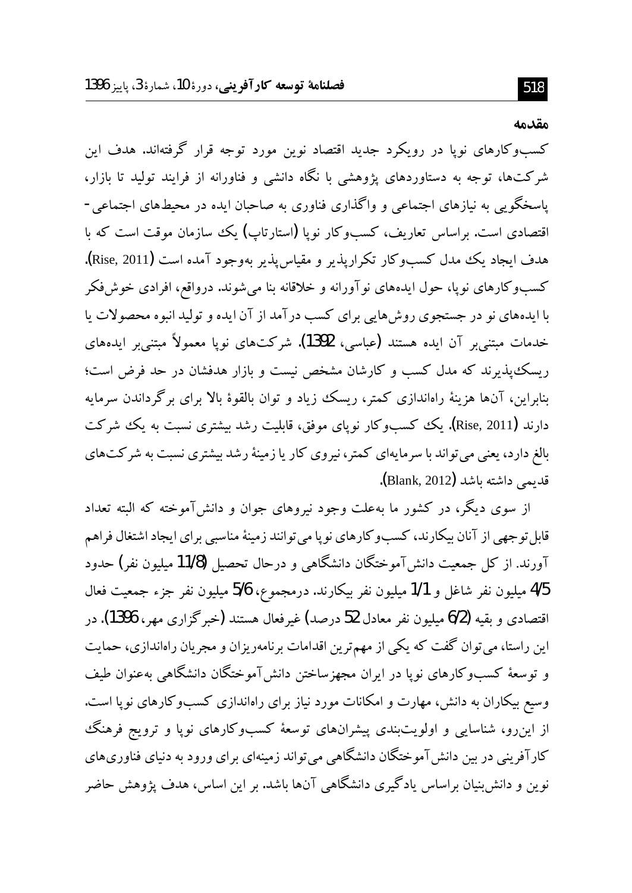## مقدمه

کسب‌وکارهای نوپا در رویکرد جدید اقتصاد نوین مورد توجه قرار گرفته‌اند. هدف این شرکت‌ها، توجه به دستاوردهای پژوهشی با نگاه دانشی و فناورانه از فرایند تولید تا بازار، پاسخگویی به نیازهای اجتماعی و واگذاری فناوری به صاحبان ایده در محیط‌های اجتماعی-اقتصادی است. براساس تعاریف، کسب‌وکار نوپا (استارتاپ) یک سازمان موقت است که با هدف ایجاد یک مدل کسب‌وکار تکرارپذیر و مقیاس‌پذیر به‌وجود آمده است (Rise, 2011). کسب‌وکارهای نوپا، حول ایده‌های نوآورانه و خلاقانه بنا می‌شوند. درواقع، افرادی خوش‌فکر با ایده‌های نو در جستجوی روش‌هایی برای کسب درآمد از آن ایده و تولید انبوه محصولات یا خدمات مبتنی‌بر آن ایده هستند (عباسی، 1392). شرکت‌های نوپا معمولاً مبتنی‌بر ایده‌های ریسک‌پذیرند که مدل کسب و کارشان مشخص نیست و بازار هدفشان در حد فرض است؛ بنابراین، آن‌ها هزینهٔ راه‌اندازی کمتر، ریسک زیاد و توان بالقوهٔ بالا برای برگرداندن سرمایه دارند (Rise, 2011). یک کسب‌وکار نوپای موفق، قابلیت رشد بیشتری نسبت به یک شرکت بالغ دارد، یعنی می‌تواند با سرمایه‌ای کمتر، نیروی کار یا زمینهٔ رشد بیشتری نسبت به شرکت‌های قدیمی داشته باشد (Blank, 2012).

از سوی دیگر، در کشور ما به‌علت وجود نیروهای جوان و دانش‌آموخته که البته تعداد قابل‌توجهی از آنان بیکارند، کسب‌وکارهای نوپا می‌توانند زمینهٔ مناسبی برای ایجاد اشتغال فراهم آورند. از کل جمعیت دانش‌آموختگان دانشگاهی و درحال تحصیل (11/8 میلیون نفر) حدود 4/5 میلیون نفر شاغل و 1/1 میلیون نفر بیکارند. درمجموع، 5/6 میلیون نفر جزء جمعیت فعال اقتصادی و بقیه (6/2 میلیون نفر معادل 52 درصد) غیرفعال هستند (خبرگزاری مهر، 1396). در این راستا، می‌توان گفت که یکی از مهم‌ترین اقدامات برنامه‌ریزان و مجریان راه‌اندازی، حمایت و توسعهٔ کسب‌وکارهای نوپا در ایران مجهزساختن دانش‌آموختگان دانشگاهی به‌عنوان طیف وسیع بیکاران به دانش، مهارت و امکانات مورد نیاز برای راه‌اندازی کسب‌وکارهای نوپا است. از این‌رو، شناسایی و اولویت‌بندی پیشران‌های توسعهٔ کسب‌وکارهای نوپا و ترویج فرهنگ کارآفرینی در بین دانش‌آموختگان دانشگاهی می‌تواند زمینه‌ای برای ورود به دنیای فناوری‌های نوین و دانش‌بنیان براساس یادگیری دانشگاهی آن‌ها باشد. بر این اساس، هدف پژوهش حاضر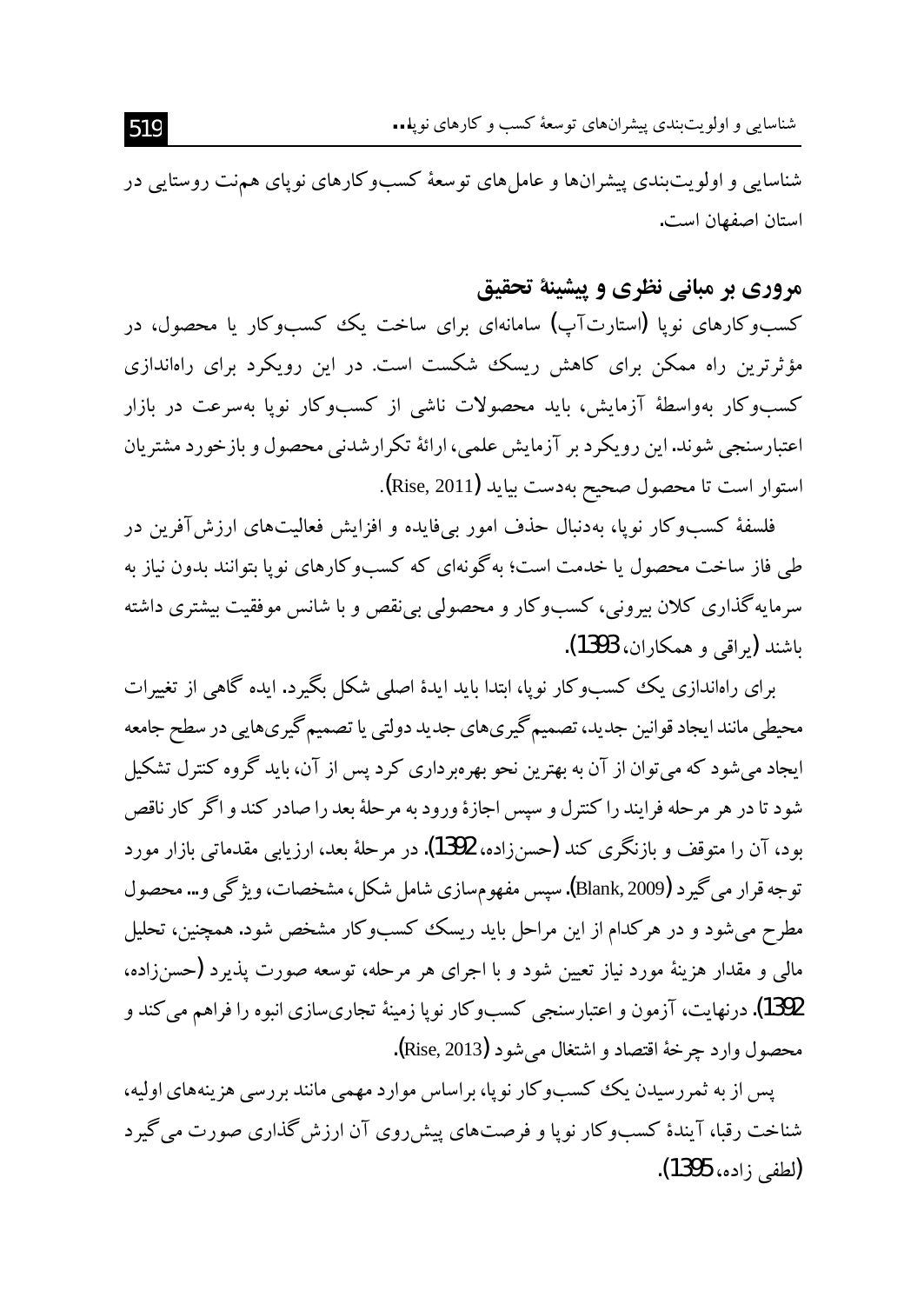شناسایی و اولویت‌بندی پیشران‌ها و عامل‌های توسعهٔ کسب‌وکارهای نوپای هم‌نت روستایی در استان اصفهان است.

## مروری بر مبانی نظری و پیشینهٔ تحقیق

کسب‌وکارهای نوپا (استارت‌آپ) سامانه‌ای برای ساخت یک کسب‌وکار یا محصول، در مؤثرترین راه ممکن برای کاهش ریسک شکست است. در این رویکرد برای راه‌اندازی کسب‌وکار به‌واسطهٔ آزمایش، باید محصولات ناشی از کسب‌وکار نوپا به‌سرعت در بازار اعتبارسنجی شوند. این رویکرد بر آزمایش علمی، ارائهٔ تکرارشدنی محصول و بازخورد مشتریان استوار است تا محصول صحیح به‌دست بیاید (Rise, 2011).

فلسفهٔ کسب‌وکار نوپا، به‌دنبال حذف امور بی‌فایده و افزایش فعالیت‌های ارزش‌آفرین در طی فاز ساخت محصول یا خدمت است؛ به‌گونه‌ای که کسب‌وکارهای نوپا بتوانند بدون نیاز به سرمایه‌گذاری کلان بیرونی، کسب‌وکار و محصولی بی‌نقص و با شانس موفقیت بیشتری داشته باشند (یراقی و همکاران، 1393).

برای راه‌اندازی یک کسب‌وکار نوپا، ابتدا باید ایدهٔ اصلی شکل بگیرد. ایده گاهی از تغییرات محیطی مانند ایجاد قوانین جدید، تصمیم‌گیری‌های جدید دولتی یا تصمیم‌گیری‌هایی در سطح جامعه ایجاد می‌شود که می‌توان از آن به بهترین نحو بهره‌برداری کرد پس از آن، باید گروه کنترل تشکیل شود تا در هر مرحله فرایند را کنترل و سپس اجازهٔ ورود به مرحلهٔ بعد را صادر کند و اگر کار ناقص بود، آن را متوقف و بازنگری کند (حسن‌زاده، 1392). در مرحلهٔ بعد، ارزیابی مقدماتی بازار مورد توجه قرار می‌گیرد (Blank, 2009). سپس مفهوم‌سازی شامل شکل، مشخصات، ویژگی و... محصول مطرح می‌شود و در هرکدام از این مراحل باید ریسک کسب‌وکار مشخص شود. همچنین، تحلیل مالی و مقدار هزینهٔ مورد نیاز تعیین شود و با اجرای هر مرحله، توسعه صورت پذیرد (حسن‌زاده، 1392). درنهایت، آزمون و اعتبارسنجی کسب‌وکار نوپا زمینهٔ تجاری‌سازی انبوه را فراهم می‌کند و محصول وارد چرخهٔ اقتصاد و اشتغال می‌شود (Rise, 2013).

پس از به ثمررسیدن یک کسب‌وکار نوپا، براساس موارد مهمی مانند بررسی هزینه‌های اولیه، شناخت رقبا، آیندهٔ کسب‌وکار نوپا و فرصت‌های پیش‌روی آن ارزش‌گذاری صورت می‌گیرد (لطفی زاده، 1395).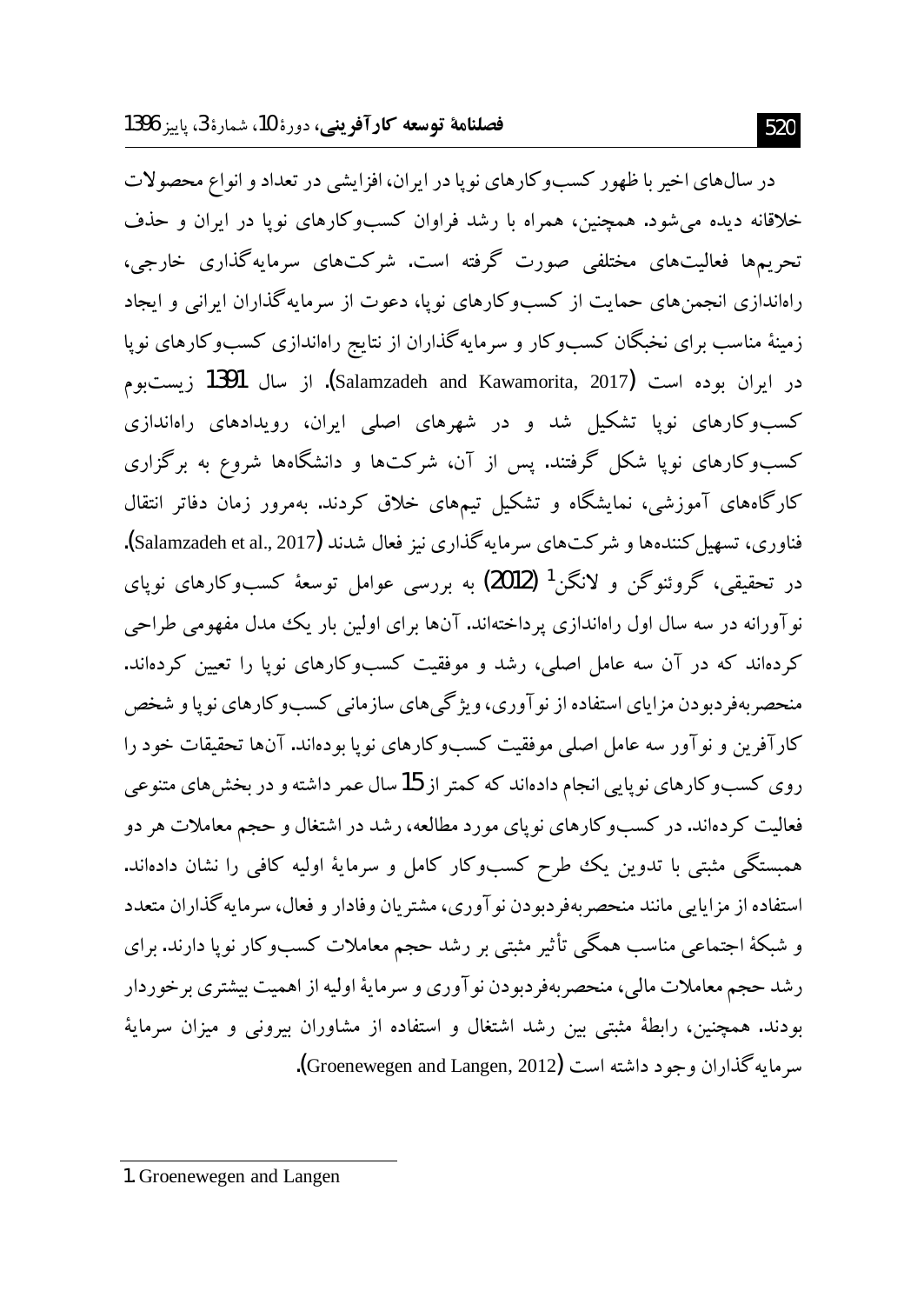در سال‌های اخیر با ظهور کسب‌وکارهای نوپا در ایران، افزایشی در تعداد و انواع محصولات خلاقانه دیده می‌شود. همچنین، همراه با رشد فراوان کسب‌وکارهای نوپا در ایران و حذف تحریم‌ها فعالیت‌های مختلفی صورت گرفته است. شرکت‌های سرمایه‌گذاری خارجی، راه‌اندازی انجمن‌های حمایت از کسب‌وکارهای نوپا، دعوت از سرمایه‌گذاران ایرانی و ایجاد زمینهٔ مناسب برای نخبگان کسب‌وکار و سرمایه‌گذاران از نتایج راه‌اندازی کسب‌وکارهای نوپا در ایران بوده است (Salamzadeh and Kawamorita, 2017). از سال 1391 زیست‌بوم کسب‌وکارهای نوپا تشکیل شد و در شهرهای اصلی ایران، رویدادهای راه‌اندازی کسب‌وکارهای نوپا شکل گرفتند. پس از آن، شرکت‌ها و دانشگاه‌ها شروع به برگزاری کارگاه‌های آموزشی، نمایشگاه و تشکیل تیم‌های خلاق کردند. به‌مرور زمان دفاتر انتقال فناوری، تسهیل‌کننده‌ها و شرکت‌های سرمایه‌گذاری نیز فعال شدند (Salamzadeh et al., 2017).

در تحقیقی، گروئنوگن و لانگن[1] (2012) به بررسی عوامل توسعهٔ کسب‌وکارهای نوپای نوآورانه در سه سال اول راه‌اندازی پرداخته‌اند. آن‌ها برای اولین بار یک مدل مفهومی طراحی کرده‌اند که در آن سه عامل اصلی، رشد و موفقیت کسب‌وکارهای نوپا را تعیین کرده‌اند. منحصربه‌فردبودن مزایای استفاده از نوآوری، ویژگی‌های سازمانی کسب‌وکارهای نوپا و شخص کارآفرین و نوآور سه عامل اصلی موفقیت کسب‌وکارهای نوپا بوده‌اند. آن‌ها تحقیقات خود را روی کسب‌وکارهای نوپایی انجام داده‌اند که کمتر از 15 سال عمر داشته و در بخش‌های متنوعی فعالیت کرده‌اند. در کسب‌وکارهای نوپای مورد مطالعه، رشد در اشتغال و حجم معاملات هر دو همبستگی مثبتی با تدوین یک طرح کسب‌وکار کامل و سرمایهٔ اولیه کافی را نشان داده‌اند. استفاده از مزایایی مانند منحصربه‌فردبودن نوآوری، مشتریان وفادار و فعال، سرمایه‌گذاران متعدد و شبکهٔ اجتماعی مناسب همگی تأثیر مثبتی بر رشد حجم معاملات کسب‌وکار نوپا دارند. برای رشد حجم معاملات مالی، منحصربه‌فردبودن نوآوری و سرمایهٔ اولیه از اهمیت بیشتری برخوردار بودند. همچنین، رابطهٔ مثبتی بین رشد اشتغال و استفاده از مشاوران بیرونی و میزان سرمایهٔ سرمایه‌گذاران وجود داشته است (Groenewegen and Langen, 2012).

---

1. Groenewegen and Langen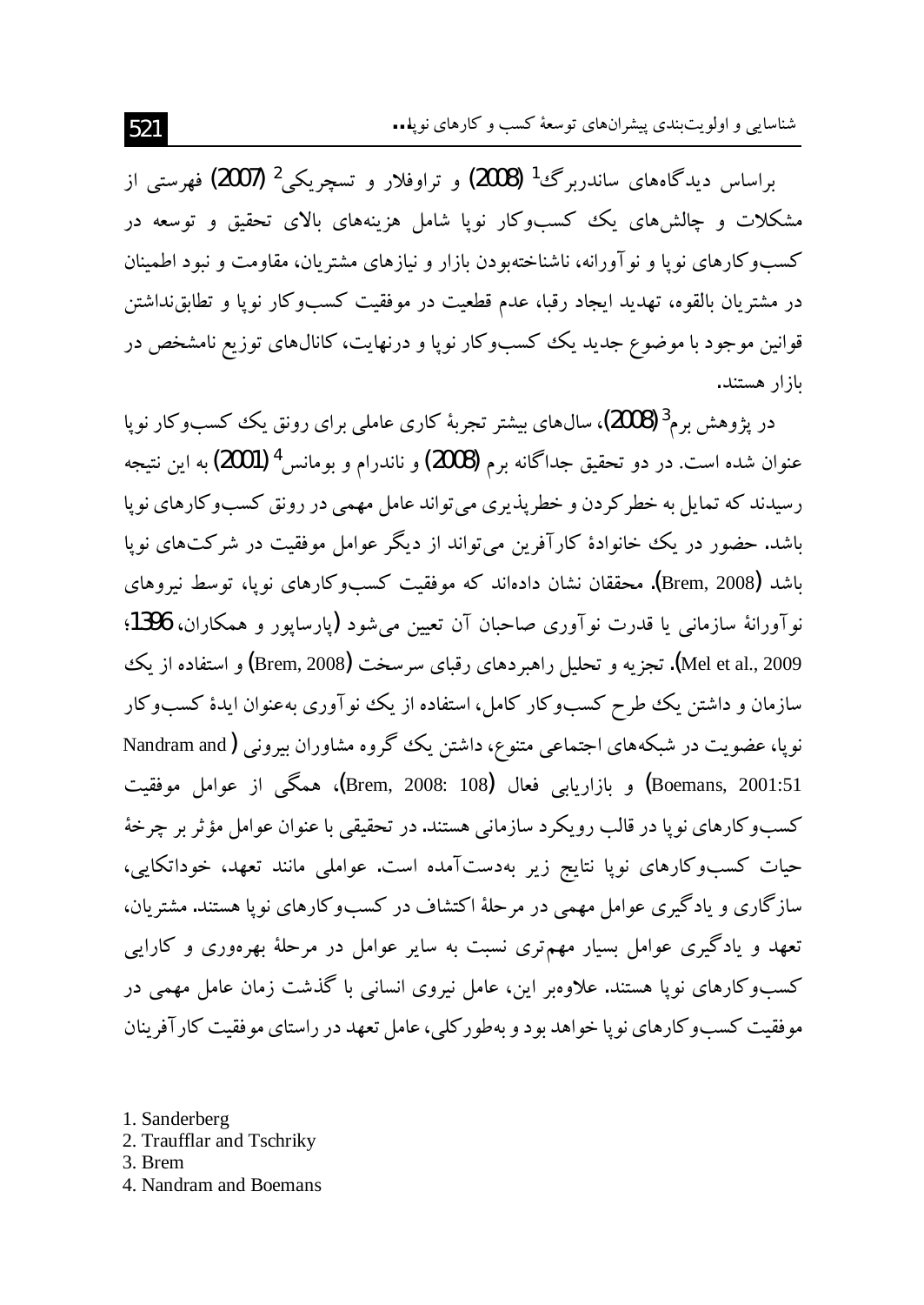براساس دیدگاه‌های ساندربرگ[1] (2008) و تراوفلار و تسچریکی[2] (2007) فهرستی از مشکلات و چالش‌های یک کسب‌وکار نوپا شامل هزینه‌های بالای تحقیق و توسعه در کسب‌وکارهای نوپا و نوآورانه، ناشناخته‌بودن بازار و نیازهای مشتریان، مقاومت و نبود اطمینان در مشتریان بالقوه، تهدید ایجاد رقبا، عدم قطعیت در موفقیت کسب‌وکار نوپا و تطابق‌نداشتن قوانین موجود با موضوع جدید یک کسب‌وکار نوپا و درنهایت، کانال‌های توزیع نامشخص در بازار هستند.

در پژوهش برم[3] (2008)، سال‌های بیشتر تجربهٔ کاری عاملی برای رونق یک کسب‌وکار نوپا عنوان شده است. در دو تحقیق جداگانه برم (2008) و ناندرام و بومانس[4] (2001) به این نتیجه رسیدند که تمایل به خطرکردن و خطرپذیری می‌تواند عامل مهمی در رونق کسب‌وکارهای نوپا باشد. حضور در یک خانوادهٔ کارآفرین می‌تواند از دیگر عوامل موفقیت در شرکت‌های نوپا باشد (Brem, 2008). محققان نشان داده‌اند که موفقیت کسب‌وکارهای نوپا، توسط نیروهای نوآورانهٔ سازمانی یا قدرت نوآوری صاحبان آن تعیین می‌شود (پارساپور و همکاران، 1396؛ Mel et al., 2009). تجزیه و تحلیل راهبردهای رقبای سرسخت (Brem, 2008) و استفاده از یک سازمان و داشتن یک طرح کسب‌وکار کامل، استفاده از یک نوآوری به‌عنوان ایدهٔ کسب‌وکار نوپا، عضویت در شبکه‌های اجتماعی متنوع، داشتن یک گروه مشاوران بیرونی (Nandram and Boemans, 2001:51) و بازاریابی فعال (Brem, 2008: 108)، همگی از عوامل موفقیت کسب‌وکارهای نوپا در قالب رویکرد سازمانی هستند. در تحقیقی با عنوان عوامل مؤثر بر چرخهٔ حیات کسب‌وکارهای نوپا نتایج زیر به‌دست‌آمده است. عواملی مانند تعهد، خوداتکایی، سازگاری و یادگیری عوامل مهمی در مرحلهٔ اکتشاف در کسب‌وکارهای نوپا هستند. مشتریان، تعهد و یادگیری عوامل بسیار مهم‌تری نسبت به سایر عوامل در مرحلهٔ بهره‌وری و کارایی کسب‌وکارهای نوپا هستند. علاوه‌بر این، عامل نیروی انسانی با گذشت زمان عامل مهمی در موفقیت کسب‌وکارهای نوپا خواهد بود و به‌طورکلی، عامل تعهد در راستای موفقیت کارآفرینان

1. Sanderberg
2. Traufflar and Tschriky
3. Brem
4. Nandram and Boemans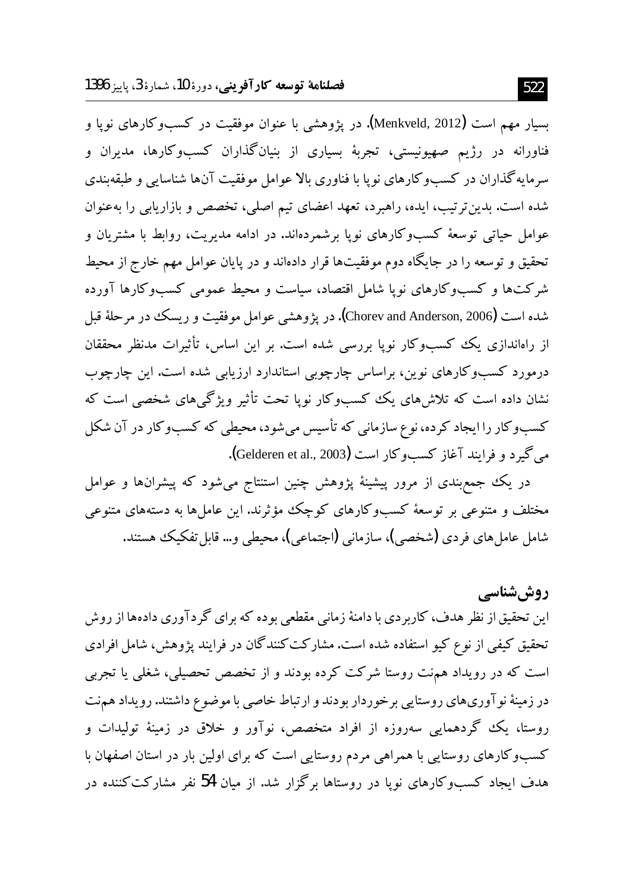بسیار مهم است (Menkveld, 2012). در پژوهشی با عنوان موفقیت در کسب‌وکارهای نوپا و فناورانه در رژیم صهیونیستی، تجربهٔ بسیاری از بنیان‌گذاران کسب‌وکارها، مدیران و سرمایه‌گذاران در کسب‌وکارهای نوپا با فناوری بالا عوامل موفقیت آن‌ها شناسایی و طبقه‌بندی شده است. بدین‌ترتیب، ایده، راهبرد، تعهد اعضای تیم اصلی، تخصص و بازاریابی را به‌عنوان عوامل حیاتی توسعهٔ کسب‌وکارهای نوپا برشمرده‌اند. در ادامه مدیریت، روابط با مشتریان و تحقیق و توسعه را در جایگاه دوم موفقیت‌ها قرار داده‌اند و در پایان عوامل مهم خارج از محیط شرکت‌ها و کسب‌وکارهای نوپا شامل اقتصاد، سیاست و محیط عمومی کسب‌وکارها آورده شده است (Chorev and Anderson, 2006). در پژوهشی عوامل موفقیت و ریسک در مرحلهٔ قبل از راه‌اندازی یک کسب‌وکار نوپا بررسی شده است. بر این اساس، تأثیرات مدنظر محققان درمورد کسب‌وکارهای نوین، براساس چارچوبی استاندارد ارزیابی شده است. این چارچوب نشان داده است که تلاش‌های یک کسب‌وکار نوپا تحت تأثیر ویژگی‌های شخصی است که کسب‌وکار را ایجاد کرده، نوع سازمانی که تأسیس می‌شود، محیطی که کسب‌وکار در آن شکل می‌گیرد و فرایند آغاز کسب‌وکار است (Gelderen et al., 2003).

در یک جمع‌بندی از مرور پیشینهٔ پژوهش چنین استنتاج می‌شود که پیشران‌ها و عوامل مختلف و متنوعی بر توسعهٔ کسب‌وکارهای کوچک مؤثرند. این عامل‌ها به دسته‌های متنوعی شامل عامل‌های فردی (شخصی)، سازمانی (اجتماعی)، محیطی و... قابل تفکیک هستند.

## روش‌شناسی

این تحقیق از نظر هدف، کاربردی با دامنهٔ زمانی مقطعی بوده که برای گردآوری داده‌ها از روش تحقیق کیفی از نوع کیو استفاده شده است. مشارکت‌کنندگان در فرایند پژوهش، شامل افرادی است که در رویداد هم‌نت روستا شرکت کرده بودند و از تخصص تحصیلی، شغلی یا تجربی در زمینهٔ نوآوری‌های روستایی برخوردار بودند و ارتباط خاصی با موضوع داشتند. رویداد هم‌نت روستا، یک گردهمایی سه‌روزه از افراد متخصص، نوآور و خلاق در زمینهٔ تولیدات و کسب‌وکارهای روستایی با همراهی مردم روستایی است که برای اولین بار در استان اصفهان با هدف ایجاد کسب‌وکارهای نوپا در روستاها برگزار شد. از میان 54 نفر مشارکت‌کننده در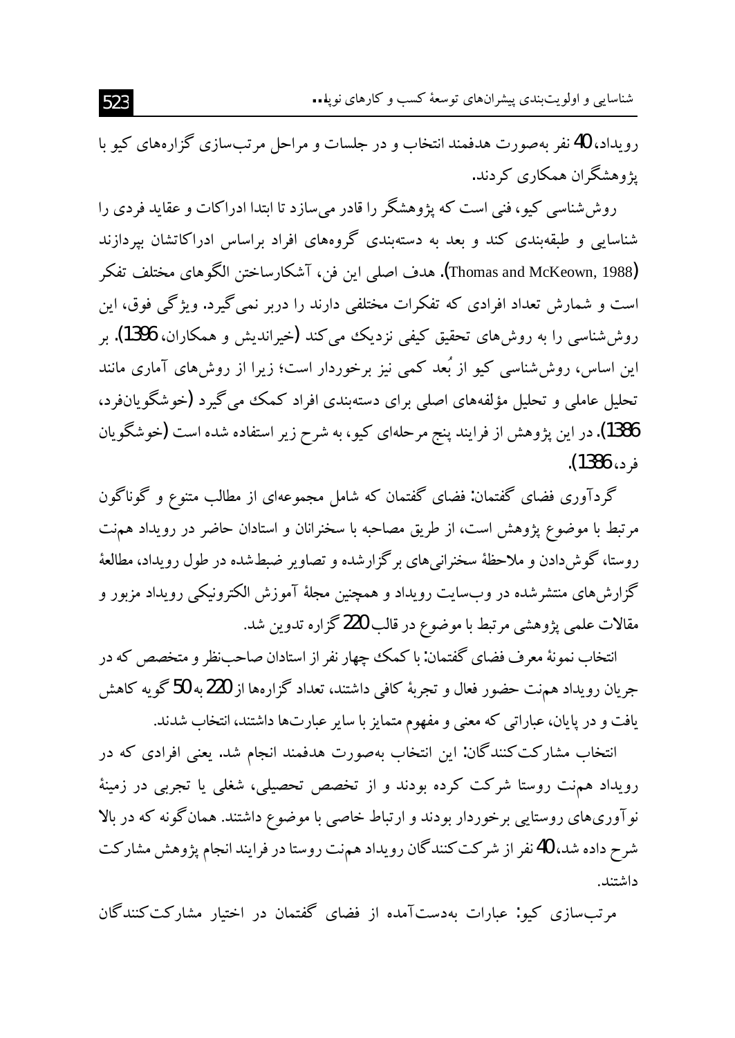رویداد، 40 نفر به‌صورت هدفمند انتخاب و در جلسات و مراحل مرتب‌سازی گزاره‌های کیو با پژوهشگران همکاری کردند.

روش‌شناسی کیو، فنی است که پژوهشگر را قادر می‌سازد تا ابتدا ادراکات و عقاید فردی را شناسایی و طبقه‌بندی کند و بعد به دسته‌بندی گروه‌های افراد براساس ادراکاتشان بپردازند (Thomas and McKeown, 1988). هدف اصلی این فن، آشکارساختن الگوهای مختلف تفکر است و شمارش تعداد افرادی که تفکرات مختلفی دارند را دربر نمی‌گیرد. ویژگی فوق، این روش‌شناسی را به روش‌های تحقیق کیفی نزدیک می‌کند (خیراندیش و همکاران، 1396). بر این اساس، روش‌شناسی کیو از بُعد کمی نیز برخوردار است؛ زیرا از روش‌های آماری مانند تحلیل عاملی و تحلیل مؤلفه‌های اصلی برای دسته‌بندی افراد کمک می‌گیرد (خوشگویان‌فرد، 1386). در این پژوهش از فرایند پنج مرحله‌ای کیو، به شرح زیر استفاده شده است (خوشگویان فرد، 1386).

گردآوری فضای گفتمان: فضای گفتمان که شامل مجموعه‌ای از مطالب متنوع و گوناگون مرتبط با موضوع پژوهش است، از طریق مصاحبه با سخنرانان و استادان حاضر در رویداد همنت روستا، گوش‌دادن و ملاحظهٔ سخنرانی‌های برگزارشده و تصاویر ضبط‌شده در طول رویداد، مطالعهٔ گزارش‌های منتشرشده در وب‌سایت رویداد و همچنین مجلهٔ آموزش الکترونیکی رویداد مزبور و مقالات علمی پژوهشی مرتبط با موضوع در قالب 220 گزاره تدوین شد.

انتخاب نمونهٔ معرف فضای گفتمان: با کمک چهار نفر از استادان صاحب‌نظر و متخصص که در جریان رویداد همنت حضور فعال و تجربهٔ کافی داشتند، تعداد گزاره‌ها از 220 به 50 گویه کاهش یافت و در پایان، عباراتی که معنی و مفهوم متمایز با سایر عبارت‌ها داشتند، انتخاب شدند.

انتخاب مشارکت‌کنندگان: این انتخاب به‌صورت هدفمند انجام شد. یعنی افرادی که در رویداد همنت روستا شرکت کرده بودند و از تخصص تحصیلی، شغلی یا تجربی در زمینهٔ نوآوری‌های روستایی برخوردار بودند و ارتباط خاصی با موضوع داشتند. همان‌گونه که در بالا شرح داده شد، 40 نفر از شرکت‌کنندگان رویداد همنت روستا در فرایند انجام پژوهش مشارکت داشتند.

مرتب‌سازی کیو: عبارات به‌دست‌آمده از فضای گفتمان در اختیار مشارکت‌کنندگان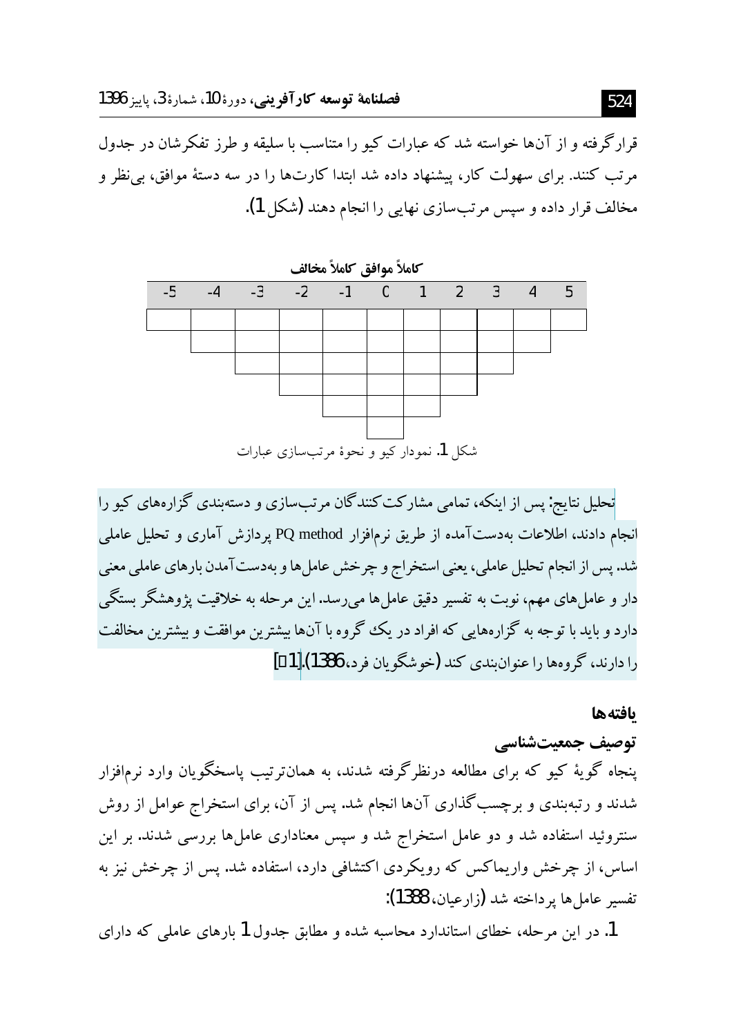قرارگرفته و از آن‌ها خواسته شد که عبارات کیو را متناسب با سلیقه و طرز تفکرشان در جدول مرتب کنند. برای سهولت کار، پیشنهاد داده شد ابتدا کارت‌ها را در سه دستهٔ موافق، بی‌نظر و مخالف قرار داده و سپس مرتب‌سازی نهایی را انجام دهند (شکل 1).

**کاملاً موافق کاملاً مخالف**

| -5 | -4 | -3 | -2 | -1 | 0 | 1 | 2 | 3 | 4 | 5 |
|---|---|---|---|---|---|---|---|---|---|---|
| | | | | | | | | | | |
| | | | | | | | | | | |
| | | | | | | | | | | |
| | | | | | | | | | | |
| | | | | | | | | | | |
| | | | | | | | | | | |

شکل 1. نمودار کیو و نحوهٔ مرتب‌سازی عبارات

تحلیل نتایج: پس از اینکه، تمامی مشارکت‌کنندگان مرتب‌سازی و دسته‌بندی گزاره‌های کیو را انجام دادند، اطلاعات به‌دست‌آمده از طریق نرم‌افزار PQ method پردازش آماری و تحلیل عاملی شد. پس از انجام تحلیل عاملی، یعنی استخراج و چرخش عامل‌ها و به‌دست‌آمدن بارهای عاملی معنی دار و عامل‌های مهم، نوبت به تفسیر دقیق عامل‌ها می‌رسد. این مرحله به خلاقیت پژوهشگر بستگی دارد و باید با توجه به گزاره‌هایی که افراد در یک گروه با آن‌ها بیشترین موافقت و بیشترین مخالفت را دارند، گروه‌ها را عنوان‌بندی کند (خوشگویان فرد، 1386).[1]

## یافته‌ها

### توصیف جمعیت‌شناسی

پنجاه گویهٔ کیو که برای مطالعه درنظرگرفته شدند، به همان‌ترتیب پاسخگویان وارد نرم‌افزار شدند و رتبه‌بندی و برچسب‌گذاری آن‌ها انجام شد. پس از آن، برای استخراج عوامل از روش سنتروئید استفاده شد و دو عامل استخراج شد و سپس معناداری عامل‌ها بررسی شدند. بر این اساس، از چرخش واریماکس که رویکردی اکتشافی دارد، استفاده شد. پس از چرخش نیز به تفسیر عامل‌ها پرداخته شد (زارعیان، 1388):

1. در این مرحله، خطای استاندارد محاسبه شده و مطابق جدول 1 بارهای عاملی که دارای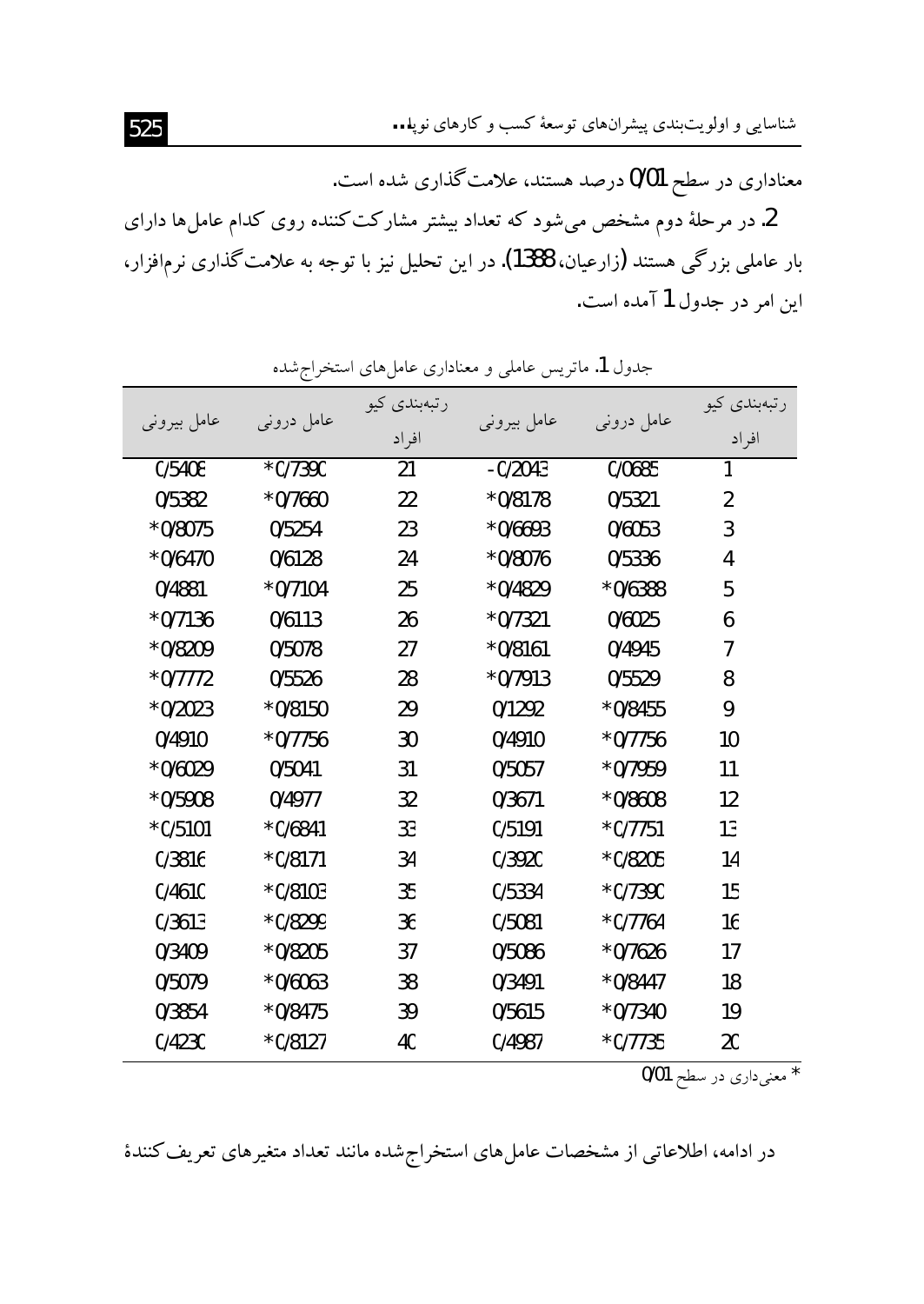معناداری در سطح 0/01 درصد هستند، علامت‌گذاری شده است.

2. در مرحلهٔ دوم مشخص می‌شود که تعداد بیشتر مشارکت‌کننده روی کدام عامل‌ها دارای بار عاملی بزرگی هستند (زارعیان، 1388). در این تحلیل نیز با توجه به علامت‌گذاری نرم‌افزار، این امر در جدول 1 آمده است.

جدول 1. ماتریس عاملی و معناداری عامل‌های استخراج‌شده

| رتبه‌بندی کیو افراد | عامل درونی | عامل بیرونی | رتبه‌بندی کیو افراد | عامل درونی | عامل بیرونی |
|---|---|---|---|---|---|
| 1 | 0/0685 | -0/2043 | 21 | *0/7390 | 0/5408 |
| 2 | 0/5321 | *0/8178 | 22 | *0/7660 | 0/5382 |
| 3 | 0/6053 | *0/6693 | 23 | 0/5254 | *0/8075 |
| 4 | 0/5336 | *0/8076 | 24 | 0/6128 | *0/6470 |
| 5 | *0/6388 | *0/4829 | 25 | *0/7104 | 0/4881 |
| 6 | 0/6025 | *0/7321 | 26 | 0/6113 | *0/7136 |
| 7 | 0/4945 | *0/8161 | 27 | 0/5078 | *0/8209 |
| 8 | 0/5529 | *0/7913 | 28 | 0/5526 | *0/7772 |
| 9 | *0/8455 | 0/1292 | 29 | *0/8150 | *0/2023 |
| 10 | *0/7756 | 0/4910 | 30 | *0/7756 | 0/4910 |
| 11 | *0/7959 | 0/5057 | 31 | 0/5041 | *0/6029 |
| 12 | *0/8608 | 0/3671 | 32 | 0/4977 | *0/5908 |
| 13 | *0/7751 | 0/5191 | 33 | *0/6841 | *0/5101 |
| 14 | *0/8205 | 0/3920 | 34 | *0/8171 | 0/3816 |
| 15 | *0/7390 | 0/5334 | 35 | *0/8103 | 0/4610 |
| 16 | *0/7764 | 0/5081 | 36 | *0/8299 | 0/3613 |
| 17 | *0/7626 | 0/5086 | 37 | *0/8205 | 0/3409 |
| 18 | *0/8447 | 0/3491 | 38 | *0/6063 | 0/5079 |
| 19 | *0/7340 | 0/5615 | 39 | *0/8475 | 0/3854 |
| 20 | *0/7735 | 0/4987 | 40 | *0/8127 | 0/4230 |

* معنی‌داری در سطح 0/01

در ادامه، اطلاعاتی از مشخصات عامل‌های استخراج‌شده مانند تعداد متغیرهای تعریف‌کنندهٔ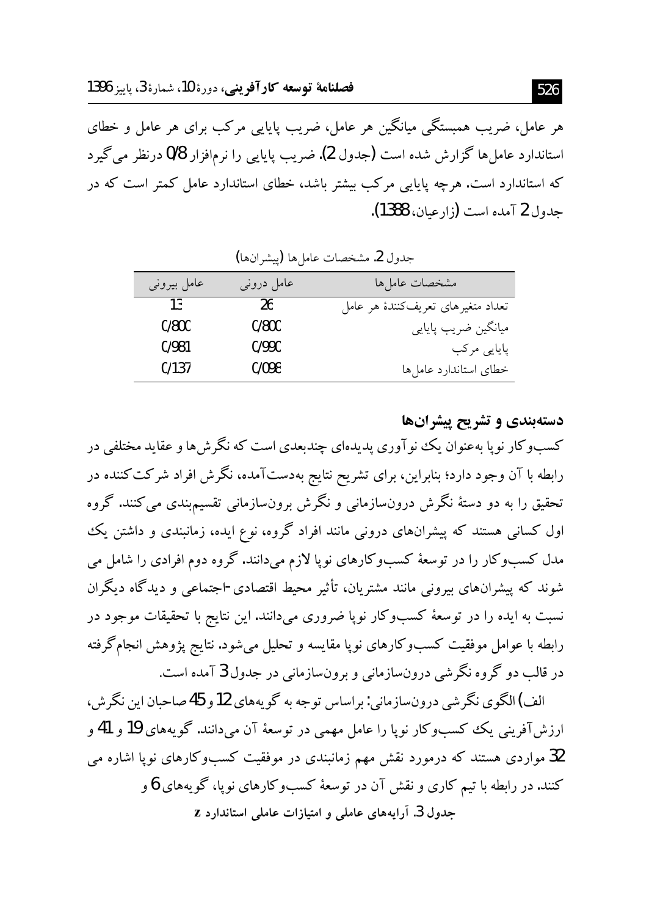هر عامل، ضریب همبستگی میانگین هر عامل، ضریب پایایی مرکب برای هر عامل و خطای استاندارد عامل‌ها گزارش شده است (جدول 2). ضریب پایایی را نرم‌افزار 0/8 درنظر می‌گیرد که استاندارد است. هرچه پایایی مرکب بیشتر باشد، خطای استاندارد عامل کمتر است که در جدول 2 آمده است (زارعیان، 1388).

جدول 2. مشخصات عامل‌ها (پیشران‌ها)

| مشخصات عامل‌ها | عامل درونی | عامل بیرونی |
|---|---|---|
| تعداد متغیرهای تعریف‌کنندۀ هر عامل | 26 | 13 |
| میانگین ضریب پایایی | 0/800 | 0/800 |
| پایایی مرکب | 0/990 | 0/981 |
| خطای استاندارد عامل‌ها | 0/098 | 0/137 |

## دسته‌بندی و تشریح پیشران‌ها

کسب‌وکار نوپا به‌عنوان یک نوآوری پدیده‌ای چندبعدی است که نگرش‌ها و عقاید مختلفی در رابطه با آن وجود دارد؛ بنابراین، برای تشریح نتایج به‌دست‌آمده، نگرش افراد شرکت‌کننده در تحقیق را به دو دستۀ نگرش درون‌سازمانی و نگرش برون‌سازمانی تقسیم‌بندی می‌کنند. گروه اول کسانی هستند که پیشران‌های درونی مانند افراد گروه، نوع ایده، زمانبندی و داشتن یک مدل کسب‌وکار را در توسعۀ کسب‌وکارهای نوپا لازم می‌دانند. گروه دوم افرادی را شامل می شوند که پیشران‌های بیرونی مانند مشتریان، تأثیر محیط اقتصادی-اجتماعی و دیدگاه دیگران نسبت به ایده را در توسعۀ کسب‌وکار نوپا ضروری می‌دانند. این نتایج با تحقیقات موجود در رابطه با عوامل موفقیت کسب‌وکارهای نوپا مقایسه و تحلیل می‌شود. نتایج پژوهش انجام‌گرفته در قالب دو گروه نگرشی درون‌سازمانی و برون‌سازمانی در جدول 3 آمده است.

الف) الگوی نگرشی درون‌سازمانی: براساس توجه به گویه‌های 12 و 45 صاحبان این نگرش، ارزش‌آفرینی یک کسب‌وکار نوپا را عامل مهمی در توسعۀ آن می‌دانند. گویه‌های 19 و 41 و 32 مواردی هستند که درمورد نقش مهم زمانبندی در موفقیت کسب‌وکارهای نوپا اشاره می کنند. در رابطه با تیم کاری و نقش آن در توسعۀ کسب‌وکارهای نوپا، گویه‌های 6 و

**جدول 3. آرایه‌های عاملی و امتیازات عاملی استاندارد z**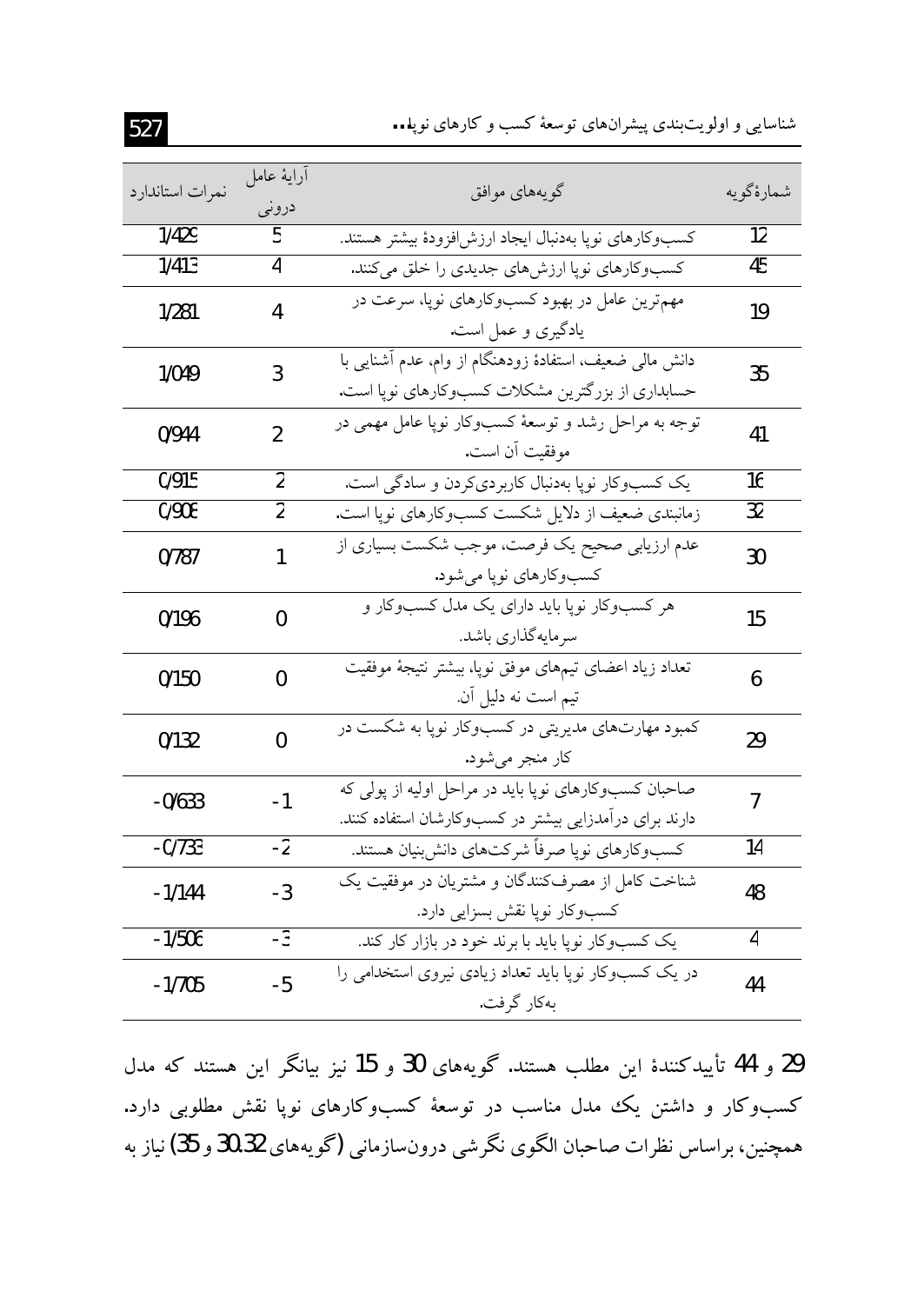| نمرات استاندارد | آرایهٔ عامل درونی | گویه‌های موافق | شمارهٔ‌گویه |
|---|---|---|---|
| 1/429 | 5 | کسب‌وکارهای نوپا به‌دنبال ایجاد ارزش‌افزودهٔ بیشتر هستند. | 12 |
| 1/413 | 4 | کسب‌وکارهای نوپا ارزش‌های جدیدی را خلق می‌کنند. | 45 |
| 1/281 | 4 | مهم‌ترین عامل در بهبود کسب‌وکارهای نوپا، سرعت در یادگیری و عمل است. | 19 |
| 1/049 | 3 | دانش مالی ضعیف، استفادهٔ زودهنگام از وام، عدم آشنایی با حسابداری از بزرگترین مشکلات کسب‌وکارهای نوپا است. | 35 |
| 0/944 | 2 | توجه به مراحل رشد و توسعهٔ کسب‌وکار نوپا عامل مهمی در موفقیت آن است. | 41 |
| 0/915 | 2 | یک کسب‌وکار نوپا به‌دنبال کاربردی‌کردن و سادگی است. | 16 |
| 0/908 | 2 | زمانبندی ضعیف از دلایل شکست کسب‌وکارهای نوپا است. | 32 |
| 0/787 | 1 | عدم ارزیابی صحیح یک فرصت، موجب شکست بسیاری از کسب‌وکارهای نوپا می‌شود. | 30 |
| 0/196 | 0 | هر کسب‌وکار نوپا باید دارای یک مدل کسب‌وکار و سرمایه‌گذاری باشد. | 15 |
| 0/150 | 0 | تعداد زیاد اعضای تیم‌های موفق نوپا، بیشتر نتیجهٔ موفقیت تیم است نه دلیل آن. | 6 |
| 0/132 | 0 | کمبود مهارت‌های مدیریتی در کسب‌وکار نوپا به شکست در کار منجر می‌شود. | 29 |
| -0/633 | -1 | صاحبان کسب‌وکارهای نوپا باید در مراحل اولیه از پولی که دارند برای درآمدزایی بیشتر در کسب‌وکارشان استفاده کنند. | 7 |
| -0/733 | -2 | کسب‌وکارهای نوپا صرفاً شرکت‌های دانش‌بنیان هستند. | 14 |
| -1/144 | -3 | شناخت کامل از مصرف‌کنندگان و مشتریان در موفقیت یک کسب‌وکار نوپا نقش بسزایی دارد. | 48 |
| -1/506 | -3 | یک کسب‌وکار نوپا باید با برند خود در بازار کار کند. | 4 |
| -1/705 | -5 | در یک کسب‌وکار نوپا باید تعداد زیادی نیروی استخدامی را به‌کار گرفت. | 44 |

29 و 44 تأییدکنندهٔ این مطلب هستند. گویه‌های 30 و 15 نیز بیانگر این هستند که مدل کسب‌وکار و داشتن یک مدل مناسب در توسعهٔ کسب‌وکارهای نوپا نقش مطلوبی دارد. همچنین، براساس نظرات صاحبان الگوی نگرشی درون‌سازمانی (گویه‌های 32، 30 و 35) نیاز به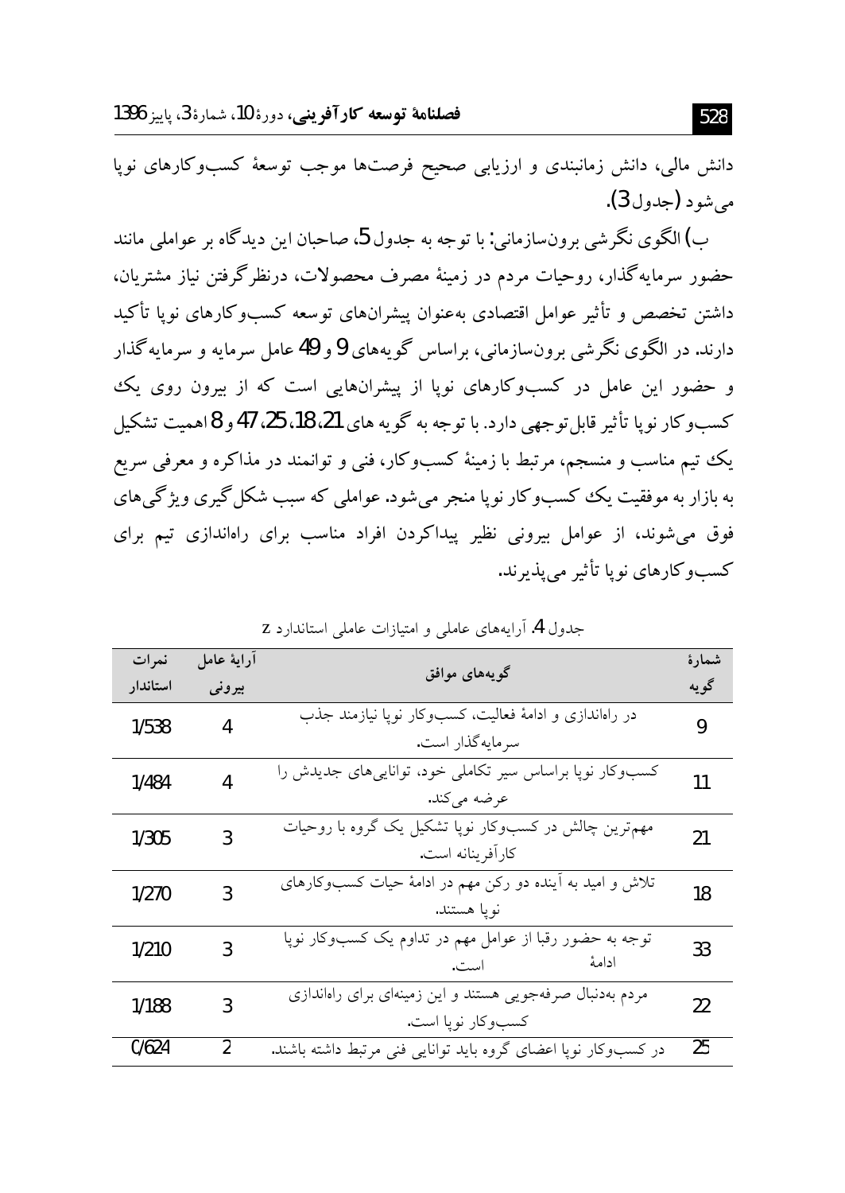دانش مالی، دانش زمانبندی و ارزیابی صحیح فرصت‌ها موجب توسعهٔ کسب‌وکارهای نوپا می‌شود (جدول 3).

ب) الگوی نگرشی برون‌سازمانی: با توجه به جدول 5، صاحبان این دیدگاه بر عواملی مانند حضور سرمایه‌گذار، روحیات مردم در زمینهٔ مصرف محصولات، درنظرگرفتن نیاز مشتریان، داشتن تخصص و تأثیر عوامل اقتصادی به‌عنوان پیشران‌های توسعه کسب‌وکارهای نوپا تأکید دارند. در الگوی نگرشی برون‌سازمانی، براساس گویه‌های 9 و 49 عامل سرمایه و سرمایه‌گذار و حضور این عامل در کسب‌وکارهای نوپا از پیشران‌هایی است که از بیرون روی یک کسب‌وکار نوپا تأثیر قابل‌توجهی دارد. با توجه به گویه های 21، 18، 25، 47 و 8 اهمیت تشکیل یک تیم مناسب و منسجم، مرتبط با زمینهٔ کسب‌وکار، فنی و توانمند در مذاکره و معرفی سریع به بازار به موفقیت یک کسب‌وکار نوپا منجر می‌شود. عواملی که سبب شکل‌گیری ویژگی‌های فوق می‌شوند، از عوامل بیرونی نظیر پیداکردن افراد مناسب برای راه‌اندازی تیم برای کسب‌وکارهای نوپا تأثیر می‌پذیرند.

جدول 4. آرایه‌های عاملی و امتیازات عاملی استاندارد z

| شمارهٔ گویه | گویه‌های موافق | آرایهٔ عامل بیرونی | نمرات استاندار |
|---|---|---|---|
| 9 | در راه‌اندازی و ادامهٔ فعالیت، کسب‌وکار نوپا نیازمند جذب سرمایه‌گذار است. | 4 | 1/538 |
| 11 | کسب‌وکار نوپا براساس سیر تکاملی خود، توانایی‌های جدیدش را عرضه می‌کند. | 4 | 1/484 |
| 21 | مهم‌ترین چالش در کسب‌وکار نوپا تشکیل یک گروه با روحیات کارآفرینانه است. | 3 | 1/305 |
| 18 | تلاش و امید به آینده دو رکن مهم در ادامهٔ حیات کسب‌وکارهای نوپا هستند. | 3 | 1/270 |
| 33 | توجه به حضور رقبا از عوامل مهم در تداوم یک کسب‌وکار نوپا ادامهٔ است. | 3 | 1/210 |
| 22 | مردم به‌دنبال صرفه‌جویی هستند و این زمینه‌ای برای راه‌اندازی کسب‌وکار نوپا است. | 3 | 1/188 |
| 25 | در کسب‌وکار نوپا اعضای گروه باید توانایی فنی مرتبط داشته باشند. | 2 | 0/624 |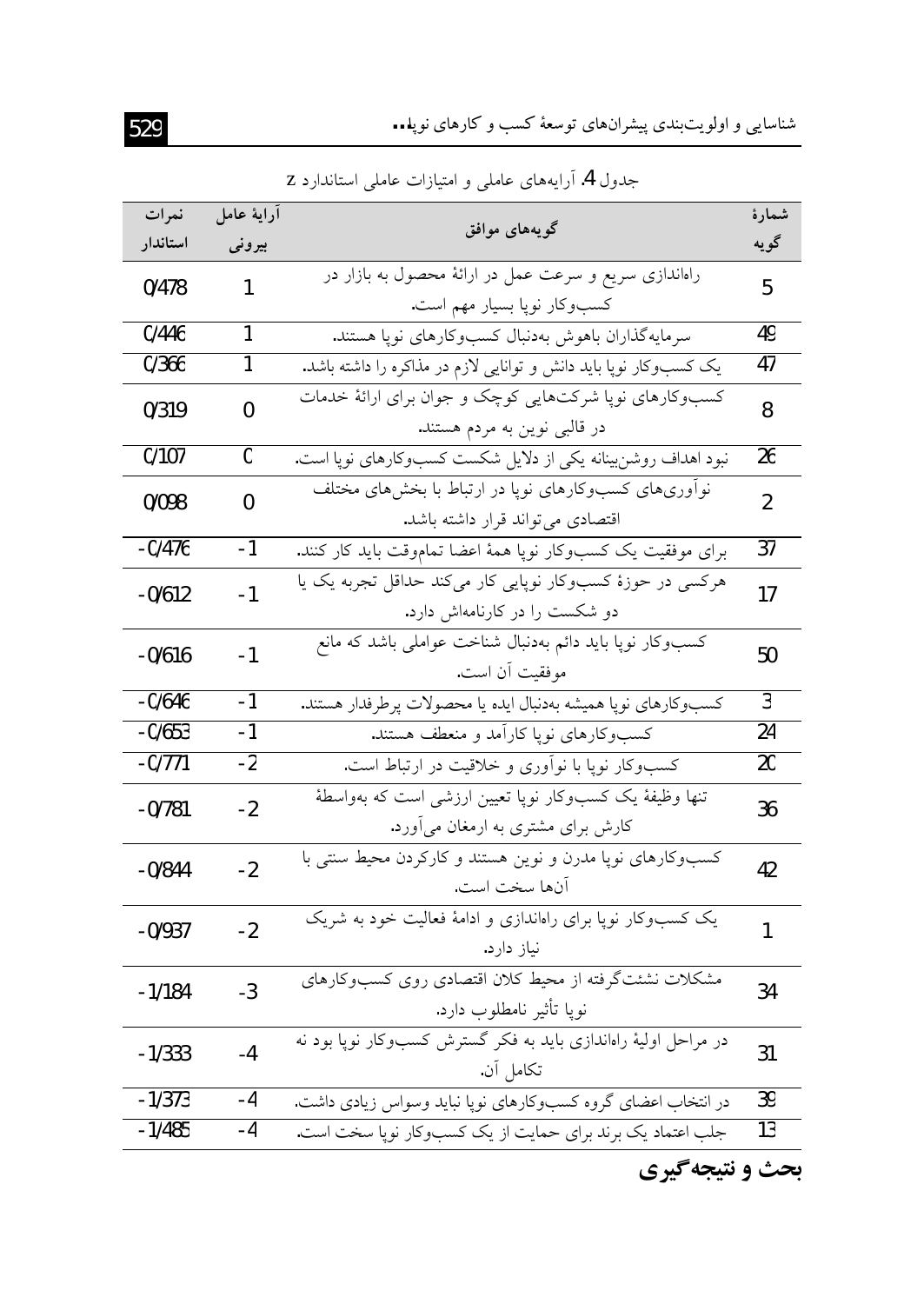جدول 4. آرایه‌های عاملی و امتیازات عاملی استاندارد z

| شمارهٔ گویه | گویه‌های موافق | آرایهٔ عامل بیرونی | نمرات استاندارد |
|---|---|---|---|
| 5 | راه‌اندازی سریع و سرعت عمل در ارائهٔ محصول به بازار در کسب‌وکار نوپا بسیار مهم است. | 1 | 0/478 |
| 49 | سرمایه‌گذاران باهوش به‌دنبال کسب‌وکارهای نوپا هستند. | 1 | 0/446 |
| 47 | یک کسب‌وکار نوپا باید دانش و توانایی لازم در مذاکره را داشته باشد. | 1 | 0/366 |
| 8 | کسب‌وکارهای نوپا شرکت‌هایی کوچک و جوان برای ارائهٔ خدمات در قالبی نوین به مردم هستند. | 0 | 0/319 |
| 26 | نبود اهداف روشن‌بینانه یکی از دلایل شکست کسب‌وکارهای نوپا است. | 0 | 0/107 |
| 2 | نوآوری‌های کسب‌وکارهای نوپا در ارتباط با بخش‌های مختلف اقتصادی می‌تواند قرار داشته باشد. | 0 | 0/098 |
| 37 | برای موفقیت یک کسب‌وکار نوپا همهٔ اعضا تمام‌وقت باید کار کنند. | -1 | -0/476 |
| 17 | هرکسی در حوزهٔ کسب‌وکار نوپایی کار می‌کند حداقل تجربه یک یا دو شکست را در کارنامه‌اش دارد. | -1 | -0/612 |
| 50 | کسب‌وکار نوپا باید دائم به‌دنبال شناخت عواملی باشد که مانع موفقیت آن است. | -1 | -0/616 |
| 3 | کسب‌وکارهای نوپا همیشه به‌دنبال ایده یا محصولات پرطرفدار هستند. | -1 | -0/646 |
| 24 | کسب‌وکارهای نوپا کارآمد و منعطف هستند. | -1 | -0/653 |
| 20 | کسب‌وکار نوپا با نوآوری و خلاقیت در ارتباط است. | -2 | -0/771 |
| 36 | تنها وظیفهٔ یک کسب‌وکار نوپا تعیین ارزشی است که به‌واسطهٔ کارش برای مشتری به ارمغان می‌آورد. | -2 | -0/781 |
| 42 | کسب‌وکارهای نوپا مدرن و نوین هستند و کارکردن محیط سنتی با آن‌ها سخت است. | -2 | -0/844 |
| 1 | یک کسب‌وکار نوپا برای راه‌اندازی و ادامهٔ فعالیت خود به شریک نیاز دارد. | -2 | -0/937 |
| 34 | مشکلات نشئت‌گرفته از محیط کلان اقتصادی روی کسب‌وکارهای نوپا تأثیر نامطلوب دارد. | -3 | -1/184 |
| 31 | در مراحل اولیهٔ راه‌اندازی باید به فکر گسترش کسب‌وکار نوپا بود نه تکامل آن. | -4 | -1/333 |
| 39 | در انتخاب اعضای گروه کسب‌وکارهای نوپا نباید وسواس زیادی داشت. | -4 | -1/373 |
| 13 | جلب اعتماد یک برند برای حمایت از یک کسب‌وکار نوپا سخت است. | -4 | -1/485 |

## بحث و نتیجه‌گیری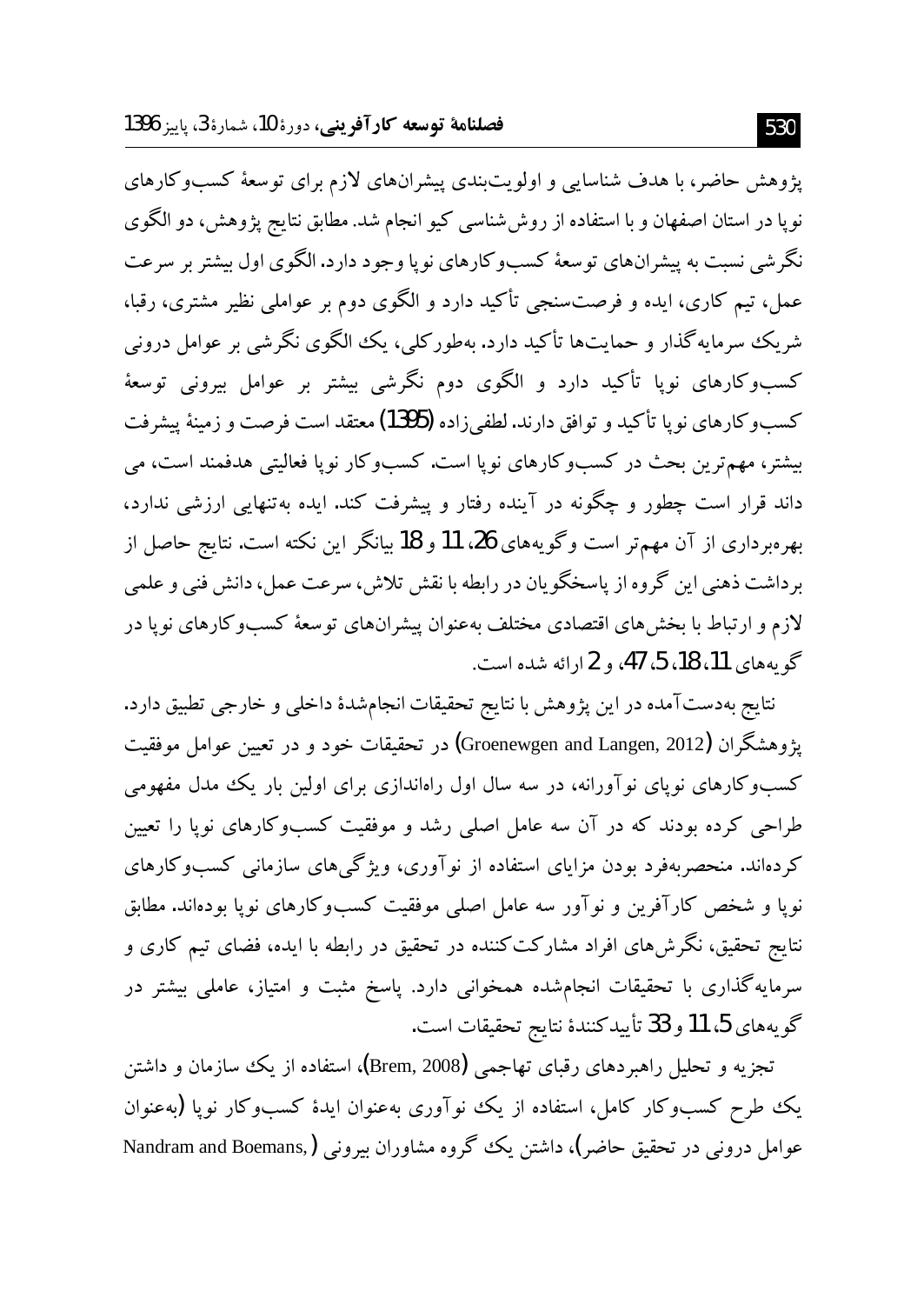پژوهش حاضر، با هدف شناسایی و اولویت‌بندی پیشران‌های لازم برای توسعهٔ کسب‌وکارهای نوپا در استان اصفهان و با استفاده از روش‌شناسی کیو انجام شد. مطابق نتایج پژوهش، دو الگوی نگرشی نسبت به پیشران‌های توسعهٔ کسب‌وکارهای نوپا وجود دارد. الگوی اول بیشتر بر سرعت عمل، تیم کاری، ایده و فرصت‌سنجی تأکید دارد و الگوی دوم بر عواملی نظیر مشتری، رقبا، شریک سرمایه‌گذار و حمایت‌ها تأکید دارد. به‌طورکلی، یک الگوی نگرشی بر عوامل درونی کسب‌وکارهای نوپا تأکید دارد و الگوی دوم نگرشی بیشتر بر عوامل بیرونی توسعهٔ کسب‌وکارهای نوپا تأکید و توافق دارند. لطفی‌زاده (1395) معتقد است فرصت و زمینهٔ پیشرفت بیشتر، مهم‌ترین بحث در کسب‌وکارهای نوپا است. کسب‌وکار نوپا فعالیتی هدفمند است، می داند قرار است چطور و چگونه در آینده رفتار و پیشرفت کند. ایده به‌تنهایی ارزشی ندارد، بهره‌برداری از آن مهم‌تر است وگویه‌های 26، 11 و 18 بیانگر این نکته است. نتایج حاصل از برداشت ذهنی این گروه از پاسخگویان در رابطه با نقش تلاش، سرعت عمل، دانش فنی و علمی لازم و ارتباط با بخش‌های اقتصادی مختلف به‌عنوان پیشران‌های توسعهٔ کسب‌وکارهای نوپا در گویه‌های 11، 18، 5، 47، و 2 ارائه شده است.

نتایج به‌دست‌آمده در این پژوهش با نتایج تحقیقات انجام‌شدهٔ داخلی و خارجی تطبیق دارد. پژوهشگران (Groenewgen and Langen, 2012) در تحقیقات خود و در تعیین عوامل موفقیت کسب‌وکارهای نوپای نوآورانه، در سه سال اول راه‌اندازی برای اولین بار یک مدل مفهومی طراحی کرده بودند که در آن سه عامل اصلی رشد و موفقیت کسب‌وکارهای نوپا را تعیین کرده‌اند. منحصربه‌فرد بودن مزایای استفاده از نوآوری، ویژگی‌های سازمانی کسب‌وکارهای نوپا و شخص کارآفرین و نوآور سه عامل اصلی موفقیت کسب‌وکارهای نوپا بوده‌اند. مطابق نتایج تحقیق، نگرش‌های افراد مشارکت‌کننده در تحقیق در رابطه با ایده، فضای تیم کاری و سرمایه‌گذاری با تحقیقات انجام‌شده همخوانی دارد. پاسخ مثبت و امتیاز، عاملی بیشتر در گویه‌های 5، 11 و 33 تأییدکنندهٔ نتایج تحقیقات است.

تجزیه و تحلیل راهبردهای رقبای تهاجمی (Brem, 2008)، استفاده از یک سازمان و داشتن یک طرح کسب‌وکار کامل، استفاده از یک نوآوری به‌عنوان ایدهٔ کسب‌وکار نوپا (به‌عنوان عوامل درونی در تحقیق حاضر)، داشتن یک گروه مشاوران بیرونی (Nandram and Boemans,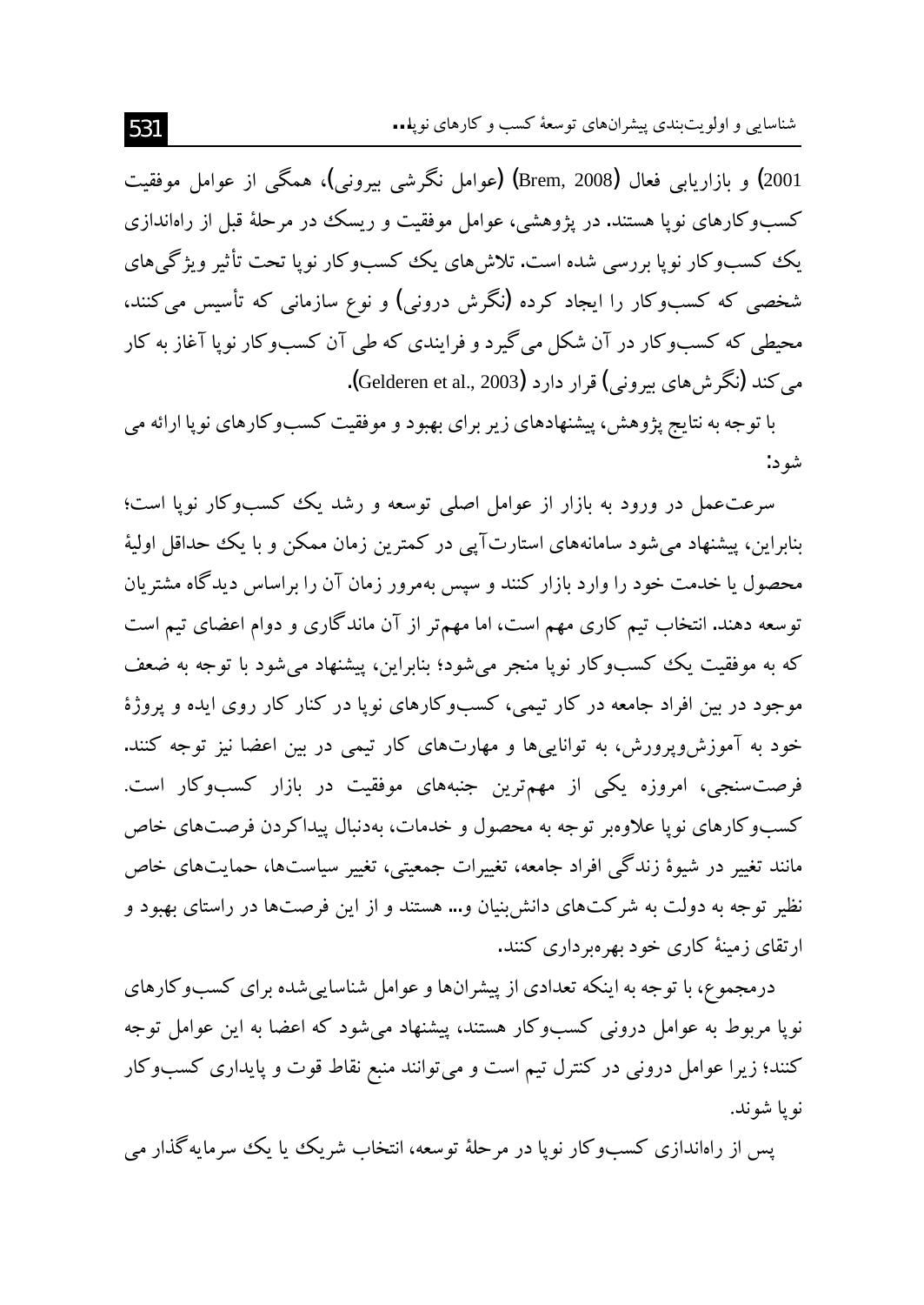2001) و بازاریابی فعال (Brem, 2008) (عوامل نگرشی بیرونی)، همگی از عوامل موفقیت کسب‌وکارهای نوپا هستند. در پژوهشی، عوامل موفقیت و ریسک در مرحلۀ قبل از راه‌اندازی یک کسب‌وکار نوپا بررسی شده است. تلاش‌های یک کسب‌وکار نوپا تحت تأثیر ویژگی‌های شخصی که کسب‌وکار را ایجاد کرده (نگرش درونی) و نوع سازمانی که تأسیس می‌کنند، محیطی که کسب‌وکار در آن شکل می‌گیرد و فرایندی که طی آن کسب‌وکار نوپا آغاز به کار می‌کند (نگرش‌های بیرونی) قرار دارد (Gelderen et al., 2003).

با توجه به نتایج پژوهش، پیشنهادهای زیر برای بهبود و موفقیت کسب‌وکارهای نوپا ارائه می شود:

سرعت‌عمل در ورود به بازار از عوامل اصلی توسعه و رشد یک کسب‌وکار نوپا است؛ بنابراین، پیشنهاد می‌شود سامانه‌های استارت‌آپی در کمترین زمان ممکن و با یک حداقل اولیۀ محصول یا خدمت خود را وارد بازار کنند و سپس به‌مرور زمان آن را براساس دیدگاه مشتریان توسعه دهند. انتخاب تیم کاری مهم است، اما مهم‌تر از آن ماندگاری و دوام اعضای تیم است که به موفقیت یک کسب‌وکار نوپا منجر می‌شود؛ بنابراین، پیشنهاد می‌شود با توجه به ضعف موجود در بین افراد جامعه در کار تیمی، کسب‌وکارهای نوپا در کنار کار روی ایده و پروژۀ خود به آموزش‌وپرورش، به توانایی‌ها و مهارت‌های کار تیمی در بین اعضا نیز توجه کنند. فرصت‌سنجی، امروزه یکی از مهم‌ترین جنبه‌های موفقیت در بازار کسب‌وکار است. کسب‌وکارهای نوپا علاوه‌بر توجه به محصول و خدمات، به‌دنبال پیداکردن فرصت‌های خاص مانند تغییر در شیوۀ زندگی افراد جامعه، تغییرات جمعیتی، تغییر سیاست‌ها، حمایت‌های خاص نظیر توجه به دولت به شرکت‌های دانش‌بنیان و... هستند و از این فرصت‌ها در راستای بهبود و ارتقای زمینۀ کاری خود بهره‌برداری کنند.

درمجموع، با توجه به اینکه تعدادی از پیشران‌ها و عوامل شناسایی‌شده برای کسب‌وکارهای نوپا مربوط به عوامل درونی کسب‌وکار هستند، پیشنهاد می‌شود که اعضا به این عوامل توجه کنند؛ زیرا عوامل درونی در کنترل تیم است و می‌توانند منبع نقاط قوت و پایداری کسب‌وکار نوپا شوند.

پس از راه‌اندازی کسب‌وکار نوپا در مرحلۀ توسعه، انتخاب شریک یا یک سرمایه‌گذار می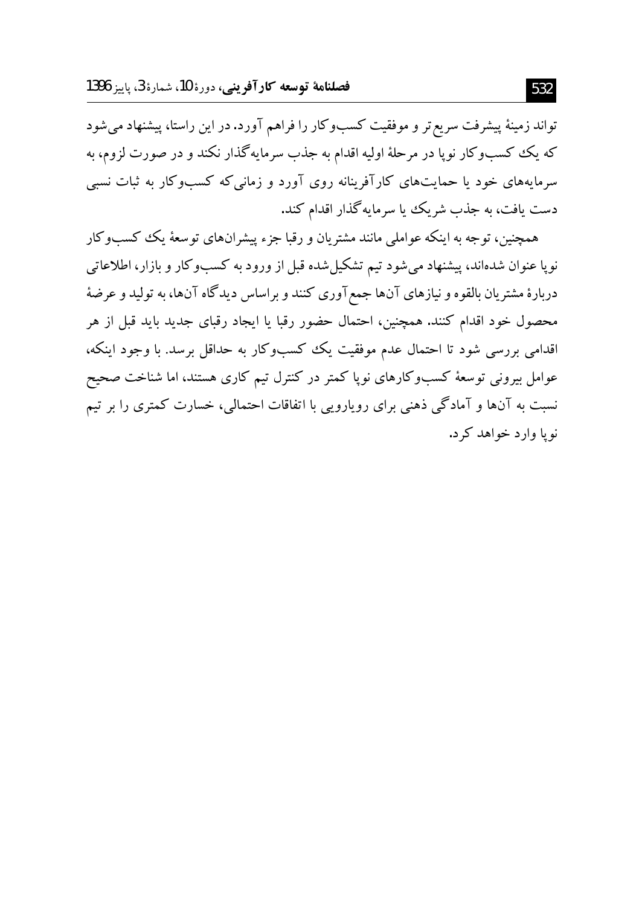تواند زمینهٔ پیشرفت سریع‌تر و موفقیت کسب‌وکار را فراهم آورد. در این راستا، پیشنهاد می‌شود که یک کسب‌وکار نوپا در مرحلهٔ اولیه اقدام به جذب سرمایه‌گذار نکند و در صورت لزوم، به سرمایه‌های خود یا حمایت‌های کارآفرینانه روی آورد و زمانی‌که کسب‌وکار به ثبات نسبی دست یافت، به جذب شریک یا سرمایه‌گذار اقدام کند.

همچنین، توجه به اینکه عواملی مانند مشتریان و رقبا جزء پیشران‌های توسعهٔ یک کسب‌وکار نوپا عنوان شده‌اند، پیشنهاد می‌شود تیم تشکیل‌شده قبل از ورود به کسب‌وکار و بازار، اطلاعاتی دربارهٔ مشتریان بالقوه و نیازهای آن‌ها جمع‌آوری کنند و براساس دیدگاه آن‌ها، به تولید و عرضهٔ محصول خود اقدام کنند. همچنین، احتمال حضور رقبا یا ایجاد رقبای جدید باید قبل از هر اقدامی بررسی شود تا احتمال عدم موفقیت یک کسب‌وکار به حداقل برسد. با وجود اینکه، عوامل بیرونی توسعهٔ کسب‌وکارهای نوپا کمتر در کنترل تیم کاری هستند، اما شناخت صحیح نسبت به آن‌ها و آمادگی ذهنی برای رویارویی با اتفاقات احتمالی، خسارت کمتری را بر تیم نوپا وارد خواهد کرد.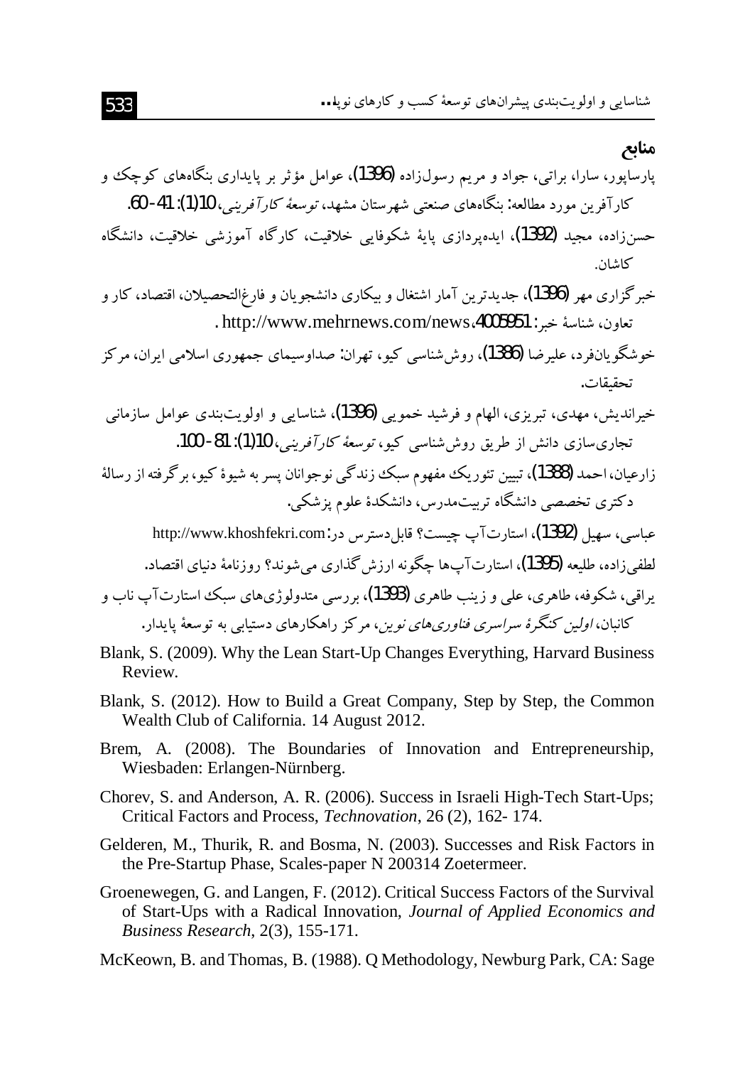## منابع

پارساپور، سارا، براتی، جواد و مریم رسول‌زاده (1396)، عوامل مؤثر بر پایداری بنگاه‌های کوچک و کارآفرین مورد مطالعه: بنگاه‌های صنعتی شهرستان مشهد، *توسعهٔ کارآفرینی*، 10(1): 41-60.

حسن‌زاده، مجید (1392)، ایده‌پردازی پایهٔ شکوفایی خلاقیت، کارگاه آموزشی خلاقیت، دانشگاه کاشان.

خبرگزاری مهر (1396)، جدیدترین آمار اشتغال و بیکاری دانشجویان و فارغ‌التحصیلان، اقتصاد، کار و تعاون، شناسهٔ خبر: 4005951، http://www.mehrnews.com/news .

خوشگویان‌فرد، علیرضا (1386)، روش‌شناسی کیو، تهران: صداوسیمای جمهوری اسلامی ایران، مرکز تحقیقات.

خیراندیش، مهدی، تبریزی، الهام و فرشید خمویی (1396)، شناسایی و اولویت‌بندی عوامل سازمانی تجاری‌سازی دانش از طریق روش‌شناسی کیو، *توسعهٔ کارآفرینی*، 10(1): 81-100.

زارعیان، احمد (1388)، تبیین تئوریک مفهوم سبک زندگی نوجوانان پسر به شیوهٔ کیو، برگرفته از رسالهٔ دکتری تخصصی دانشگاه تربیت‌مدرس، دانشکدهٔ علوم پزشکی.

عباسی، سهیل (1392)، استارت‌آپ چیست؟ قابل‌دسترس در: http://www.khoshfekri.com

لطفی‌زاده، طلیعه (1395)، استارت‌آپ‌ها چگونه ارزش‌گذاری می‌شوند؟ روزنامهٔ دنیای اقتصاد.

یراقی، شکوفه، طاهری، علی و زینب طاهری (1393)، بررسی متدولوژی‌های سبک استارت‌آپ ناب و کانبان، *اولین کنگرهٔ سراسری فناوری‌های نوین*، مرکز راهکارهای دستیابی به توسعهٔ پایدار.

Blank, S. (2009). Why the Lean Start-Up Changes Everything, Harvard Business Review.

Blank, S. (2012). How to Build a Great Company, Step by Step, the Common Wealth Club of California. 14 August 2012.

Brem, A. (2008). The Boundaries of Innovation and Entrepreneurship, Wiesbaden: Erlangen-Nürnberg.

Chorev, S. and Anderson, A. R. (2006). Success in Israeli High-Tech Start-Ups; Critical Factors and Process, *Technovation*, 26 (2), 162- 174.

Gelderen, M., Thurik, R. and Bosma, N. (2003). Successes and Risk Factors in the Pre-Startup Phase, Scales-paper N 200314 Zoetermeer.

Groenewegen, G. and Langen, F. (2012). Critical Success Factors of the Survival of Start-Ups with a Radical Innovation, *Journal of Applied Economics and Business Research*, 2(3), 155-171.

McKeown, B. and Thomas, B. (1988). Q Methodology, Newburg Park, CA: Sage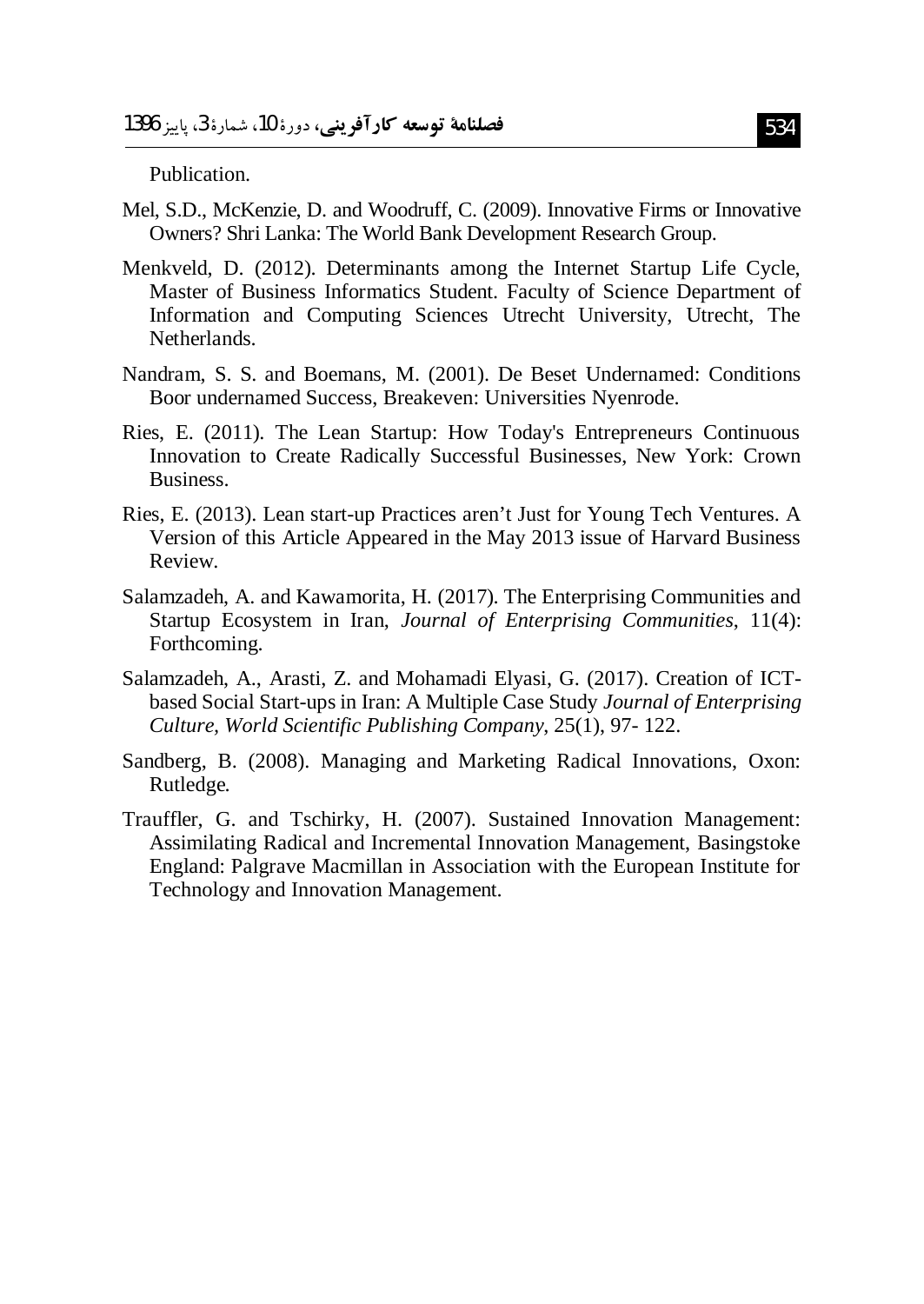Publication.

Mel, S.D., McKenzie, D. and Woodruff, C. (2009). Innovative Firms or Innovative Owners? Shri Lanka: The World Bank Development Research Group.

Menkveld, D. (2012). Determinants among the Internet Startup Life Cycle, Master of Business Informatics Student. Faculty of Science Department of Information and Computing Sciences Utrecht University, Utrecht, The Netherlands.

Nandram, S. S. and Boemans, M. (2001). De Beset Undernamed: Conditions Boor undernamed Success, Breakeven: Universities Nyenrode.

Ries, E. (2011). The Lean Startup: How Today's Entrepreneurs Continuous Innovation to Create Radically Successful Businesses, New York: Crown Business.

Ries, E. (2013). Lean start-up Practices aren't Just for Young Tech Ventures. A Version of this Article Appeared in the May 2013 issue of Harvard Business Review.

Salamzadeh, A. and Kawamorita, H. (2017). The Enterprising Communities and Startup Ecosystem in Iran, *Journal of Enterprising Communities*, 11(4): Forthcoming.

Salamzadeh, A., Arasti, Z. and Mohamadi Elyasi, G. (2017). Creation of ICT-based Social Start-ups in Iran: A Multiple Case Study *Journal of Enterprising Culture, World Scientific Publishing Company*, 25(1), 97- 122.

Sandberg, B. (2008). Managing and Marketing Radical Innovations, Oxon: Rutledge.

Trauffler, G. and Tschirky, H. (2007). Sustained Innovation Management: Assimilating Radical and Incremental Innovation Management, Basingstoke England: Palgrave Macmillan in Association with the European Institute for Technology and Innovation Management.